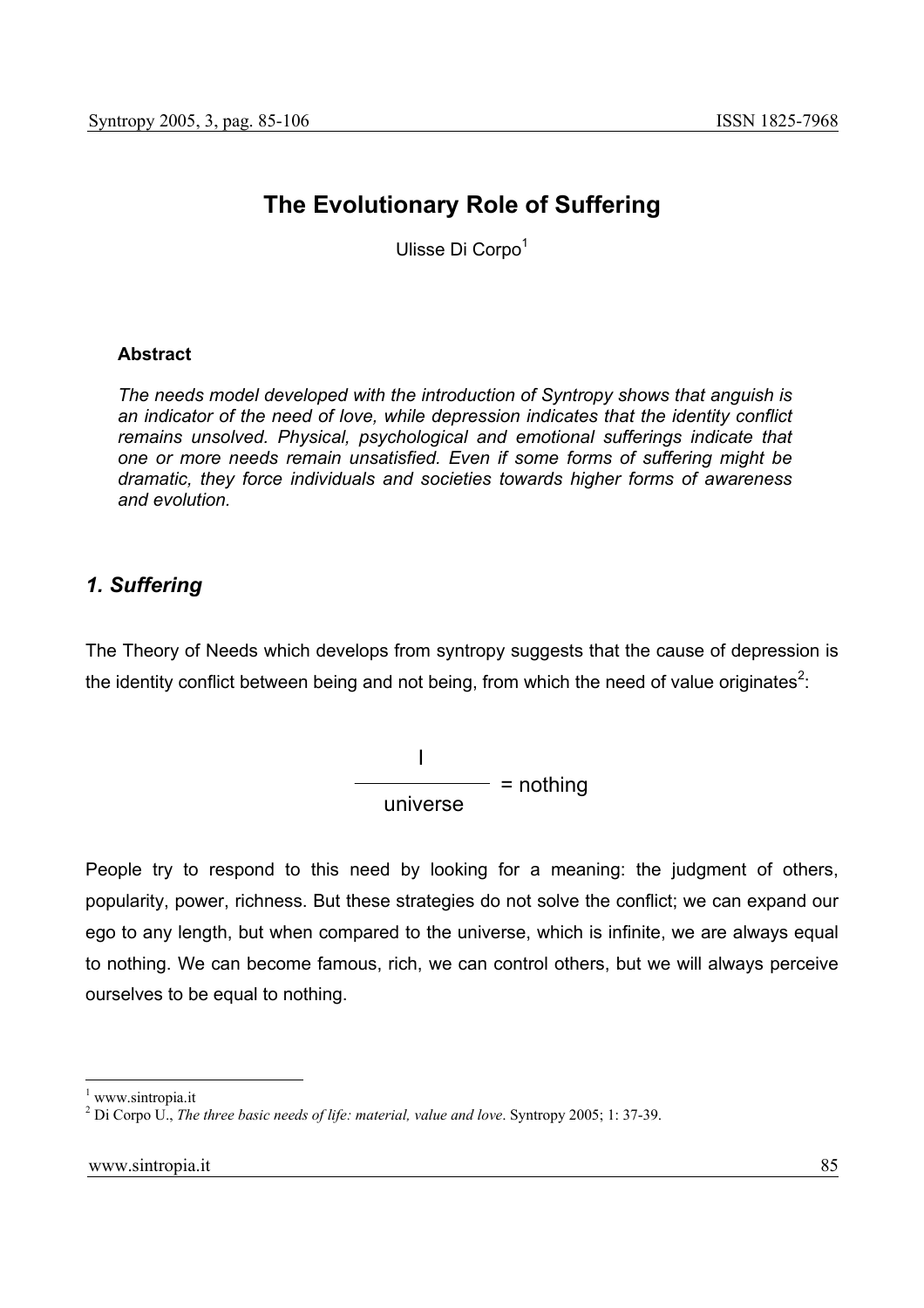# The Evolutionary Role of Suffering

Ulisse Di Corpo[1]

### Abstract

*The needs model developed with the introduction of Syntropy shows that anguish is an indicator of the need of love, while depression indicates that the identity conflict remains unsolved. Physical, psychological and emotional sufferings indicate that one or more needs remain unsatisfied. Even if some forms of suffering might be dramatic, they force individuals and societies towards higher forms of awareness and evolution.*

## *1. Suffering*

The Theory of Needs which develops from syntropy suggests that the cause of depression is the identity conflict between being and not being, from which the need of value originates[2]:

$$\frac{\text{I}}{\text{universe}} = \text{nothing}$$

People try to respond to this need by looking for a meaning: the judgment of others, popularity, power, richness. But these strategies do not solve the conflict; we can expand our ego to any length, but when compared to the universe, which is infinite, we are always equal to nothing. We can become famous, rich, we can control others, but we will always perceive ourselves to be equal to nothing.

---

[1] www.sintropia.it

[2] Di Corpo U., *The three basic needs of life: material, value and love*. Syntropy 2005; 1: 37-39.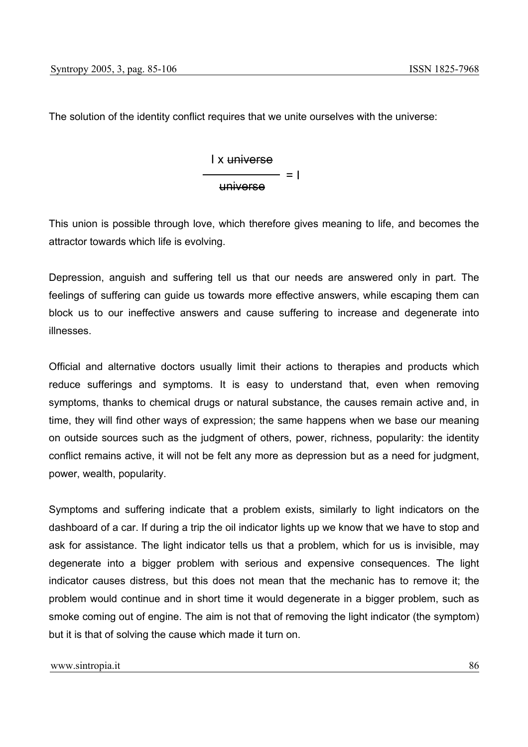The solution of the identity conflict requires that we unite ourselves with the universe:

$$\frac{I \times \cancel{universe}}{\cancel{universe}} = I$$

This union is possible through love, which therefore gives meaning to life, and becomes the attractor towards which life is evolving.

Depression, anguish and suffering tell us that our needs are answered only in part. The feelings of suffering can guide us towards more effective answers, while escaping them can block us to our ineffective answers and cause suffering to increase and degenerate into illnesses.

Official and alternative doctors usually limit their actions to therapies and products which reduce sufferings and symptoms. It is easy to understand that, even when removing symptoms, thanks to chemical drugs or natural substance, the causes remain active and, in time, they will find other ways of expression; the same happens when we base our meaning on outside sources such as the judgment of others, power, richness, popularity: the identity conflict remains active, it will not be felt any more as depression but as a need for judgment, power, wealth, popularity.

Symptoms and suffering indicate that a problem exists, similarly to light indicators on the dashboard of a car. If during a trip the oil indicator lights up we know that we have to stop and ask for assistance. The light indicator tells us that a problem, which for us is invisible, may degenerate into a bigger problem with serious and expensive consequences. The light indicator causes distress, but this does not mean that the mechanic has to remove it; the problem would continue and in short time it would degenerate in a bigger problem, such as smoke coming out of engine. The aim is not that of removing the light indicator (the symptom) but it is that of solving the cause which made it turn on.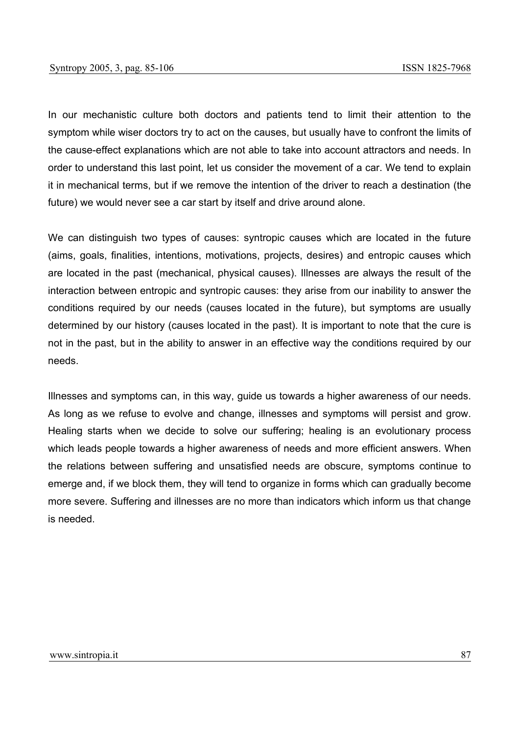In our mechanistic culture both doctors and patients tend to limit their attention to the symptom while wiser doctors try to act on the causes, but usually have to confront the limits of the cause-effect explanations which are not able to take into account attractors and needs. In order to understand this last point, let us consider the movement of a car. We tend to explain it in mechanical terms, but if we remove the intention of the driver to reach a destination (the future) we would never see a car start by itself and drive around alone.

We can distinguish two types of causes: syntropic causes which are located in the future (aims, goals, finalities, intentions, motivations, projects, desires) and entropic causes which are located in the past (mechanical, physical causes). Illnesses are always the result of the interaction between entropic and syntropic causes: they arise from our inability to answer the conditions required by our needs (causes located in the future), but symptoms are usually determined by our history (causes located in the past). It is important to note that the cure is not in the past, but in the ability to answer in an effective way the conditions required by our needs.

Illnesses and symptoms can, in this way, guide us towards a higher awareness of our needs. As long as we refuse to evolve and change, illnesses and symptoms will persist and grow. Healing starts when we decide to solve our suffering; healing is an evolutionary process which leads people towards a higher awareness of needs and more efficient answers. When the relations between suffering and unsatisfied needs are obscure, symptoms continue to emerge and, if we block them, they will tend to organize in forms which can gradually become more severe. Suffering and illnesses are no more than indicators which inform us that change is needed.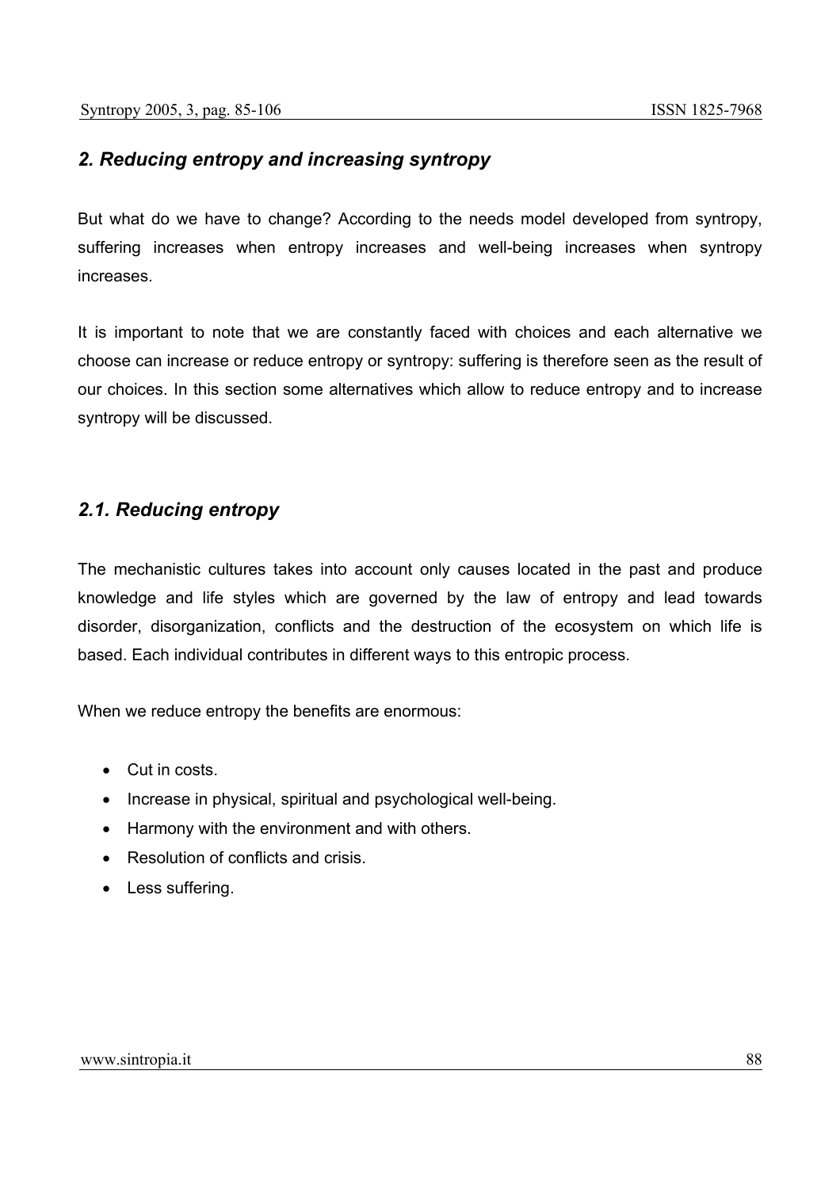## *2. Reducing entropy and increasing syntropy*

But what do we have to change? According to the needs model developed from syntropy, suffering increases when entropy increases and well-being increases when syntropy increases.

It is important to note that we are constantly faced with choices and each alternative we choose can increase or reduce entropy or syntropy: suffering is therefore seen as the result of our choices. In this section some alternatives which allow to reduce entropy and to increase syntropy will be discussed.

### *2.1. Reducing entropy*

The mechanistic cultures takes into account only causes located in the past and produce knowledge and life styles which are governed by the law of entropy and lead towards disorder, disorganization, conflicts and the destruction of the ecosystem on which life is based. Each individual contributes in different ways to this entropic process.

When we reduce entropy the benefits are enormous:

- Cut in costs.
- Increase in physical, spiritual and psychological well-being.
- Harmony with the environment and with others.
- Resolution of conflicts and crisis.
- Less suffering.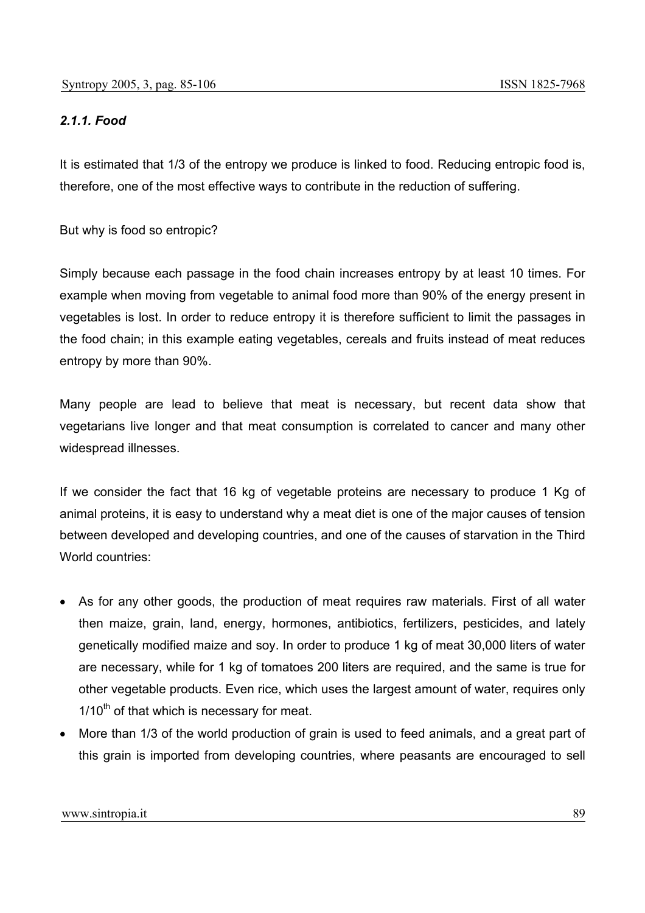#### *2.1.1. Food*

It is estimated that 1/3 of the entropy we produce is linked to food. Reducing entropic food is, therefore, one of the most effective ways to contribute in the reduction of suffering.

But why is food so entropic?

Simply because each passage in the food chain increases entropy by at least 10 times. For example when moving from vegetable to animal food more than 90% of the energy present in vegetables is lost. In order to reduce entropy it is therefore sufficient to limit the passages in the food chain; in this example eating vegetables, cereals and fruits instead of meat reduces entropy by more than 90%.

Many people are lead to believe that meat is necessary, but recent data show that vegetarians live longer and that meat consumption is correlated to cancer and many other widespread illnesses.

If we consider the fact that 16 kg of vegetable proteins are necessary to produce 1 Kg of animal proteins, it is easy to understand why a meat diet is one of the major causes of tension between developed and developing countries, and one of the causes of starvation in the Third World countries:

- As for any other goods, the production of meat requires raw materials. First of all water then maize, grain, land, energy, hormones, antibiotics, fertilizers, pesticides, and lately genetically modified maize and soy. In order to produce 1 kg of meat 30,000 liters of water are necessary, while for 1 kg of tomatoes 200 liters are required, and the same is true for other vegetable products. Even rice, which uses the largest amount of water, requires only $1/10^{th}$ of that which is necessary for meat.
- More than 1/3 of the world production of grain is used to feed animals, and a great part of this grain is imported from developing countries, where peasants are encouraged to sell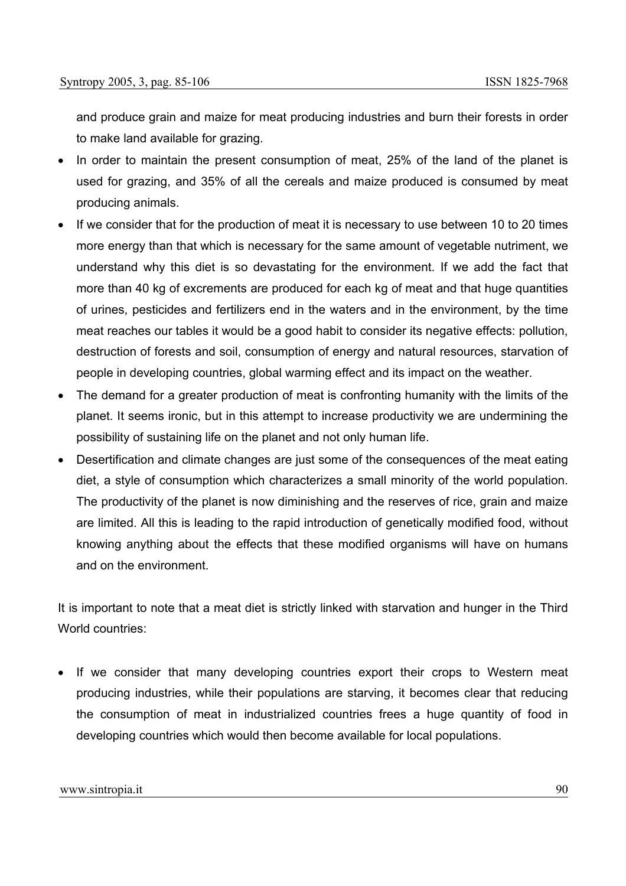and produce grain and maize for meat producing industries and burn their forests in order to make land available for grazing.

- In order to maintain the present consumption of meat, 25% of the land of the planet is used for grazing, and 35% of all the cereals and maize produced is consumed by meat producing animals.
- If we consider that for the production of meat it is necessary to use between 10 to 20 times more energy than that which is necessary for the same amount of vegetable nutriment, we understand why this diet is so devastating for the environment. If we add the fact that more than 40 kg of excrements are produced for each kg of meat and that huge quantities of urines, pesticides and fertilizers end in the waters and in the environment, by the time meat reaches our tables it would be a good habit to consider its negative effects: pollution, destruction of forests and soil, consumption of energy and natural resources, starvation of people in developing countries, global warming effect and its impact on the weather.
- The demand for a greater production of meat is confronting humanity with the limits of the planet. It seems ironic, but in this attempt to increase productivity we are undermining the possibility of sustaining life on the planet and not only human life.
- Desertification and climate changes are just some of the consequences of the meat eating diet, a style of consumption which characterizes a small minority of the world population. The productivity of the planet is now diminishing and the reserves of rice, grain and maize are limited. All this is leading to the rapid introduction of genetically modified food, without knowing anything about the effects that these modified organisms will have on humans and on the environment.

It is important to note that a meat diet is strictly linked with starvation and hunger in the Third World countries:

- If we consider that many developing countries export their crops to Western meat producing industries, while their populations are starving, it becomes clear that reducing the consumption of meat in industrialized countries frees a huge quantity of food in developing countries which would then become available for local populations.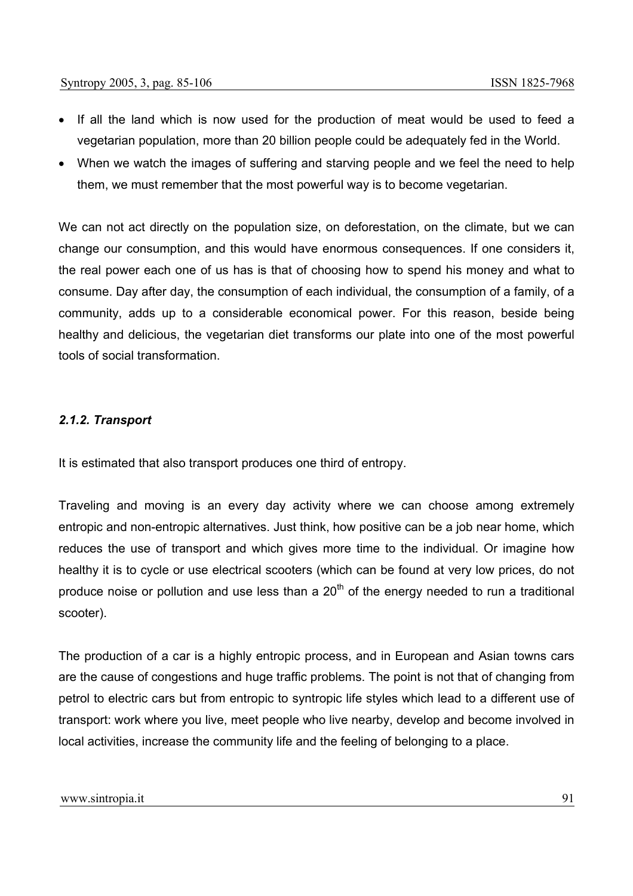- If all the land which is now used for the production of meat would be used to feed a vegetarian population, more than 20 billion people could be adequately fed in the World.
- When we watch the images of suffering and starving people and we feel the need to help them, we must remember that the most powerful way is to become vegetarian.

We can not act directly on the population size, on deforestation, on the climate, but we can change our consumption, and this would have enormous consequences. If one considers it, the real power each one of us has is that of choosing how to spend his money and what to consume. Day after day, the consumption of each individual, the consumption of a family, of a community, adds up to a considerable economical power. For this reason, beside being healthy and delicious, the vegetarian diet transforms our plate into one of the most powerful tools of social transformation.

#### *2.1.2. Transport*

It is estimated that also transport produces one third of entropy.

Traveling and moving is an every day activity where we can choose among extremely entropic and non-entropic alternatives. Just think, how positive can be a job near home, which reduces the use of transport and which gives more time to the individual. Or imagine how healthy it is to cycle or use electrical scooters (which can be found at very low prices, do not produce noise or pollution and use less than a 20$^{th}$ of the energy needed to run a traditional scooter).

The production of a car is a highly entropic process, and in European and Asian towns cars are the cause of congestions and huge traffic problems. The point is not that of changing from petrol to electric cars but from entropic to syntropic life styles which lead to a different use of transport: work where you live, meet people who live nearby, develop and become involved in local activities, increase the community life and the feeling of belonging to a place.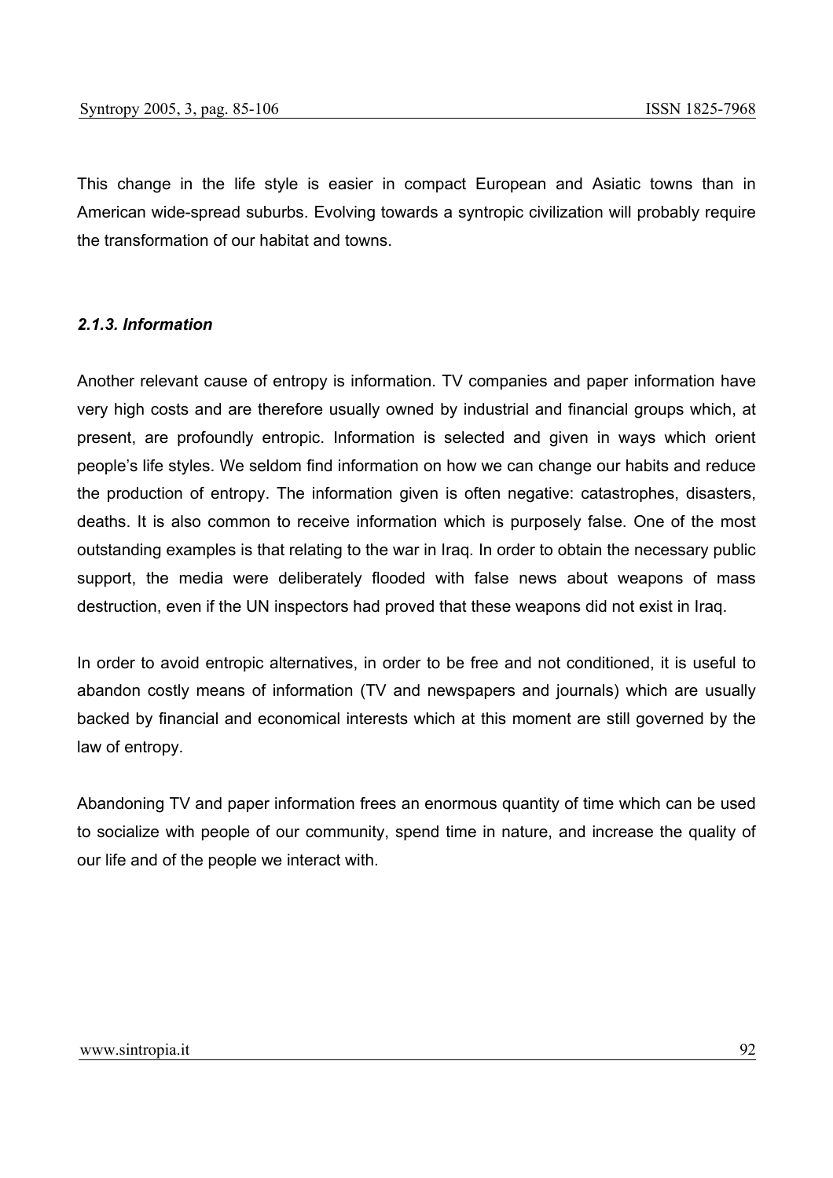This change in the life style is easier in compact European and Asiatic towns than in American wide-spread suburbs. Evolving towards a syntropic civilization will probably require the transformation of our habitat and towns.

#### *2.1.3. Information*

Another relevant cause of entropy is information. TV companies and paper information have very high costs and are therefore usually owned by industrial and financial groups which, at present, are profoundly entropic. Information is selected and given in ways which orient people's life styles. We seldom find information on how we can change our habits and reduce the production of entropy. The information given is often negative: catastrophes, disasters, deaths. It is also common to receive information which is purposely false. One of the most outstanding examples is that relating to the war in Iraq. In order to obtain the necessary public support, the media were deliberately flooded with false news about weapons of mass destruction, even if the UN inspectors had proved that these weapons did not exist in Iraq.

In order to avoid entropic alternatives, in order to be free and not conditioned, it is useful to abandon costly means of information (TV and newspapers and journals) which are usually backed by financial and economical interests which at this moment are still governed by the law of entropy.

Abandoning TV and paper information frees an enormous quantity of time which can be used to socialize with people of our community, spend time in nature, and increase the quality of our life and of the people we interact with.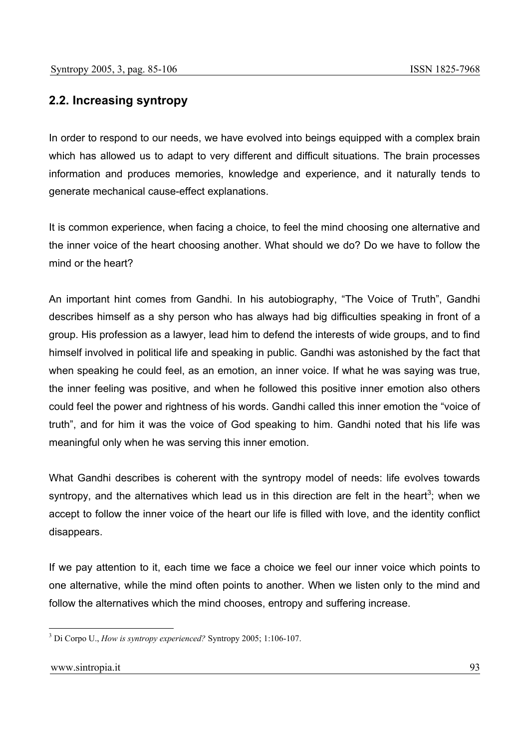## 2.2. Increasing syntropy

In order to respond to our needs, we have evolved into beings equipped with a complex brain which has allowed us to adapt to very different and difficult situations. The brain processes information and produces memories, knowledge and experience, and it naturally tends to generate mechanical cause-effect explanations.

It is common experience, when facing a choice, to feel the mind choosing one alternative and the inner voice of the heart choosing another. What should we do? Do we have to follow the mind or the heart?

An important hint comes from Gandhi. In his autobiography, “The Voice of Truth”, Gandhi describes himself as a shy person who has always had big difficulties speaking in front of a group. His profession as a lawyer, lead him to defend the interests of wide groups, and to find himself involved in political life and speaking in public. Gandhi was astonished by the fact that when speaking he could feel, as an emotion, an inner voice. If what he was saying was true, the inner feeling was positive, and when he followed this positive inner emotion also others could feel the power and rightness of his words. Gandhi called this inner emotion the “voice of truth”, and for him it was the voice of God speaking to him. Gandhi noted that his life was meaningful only when he was serving this inner emotion.

What Gandhi describes is coherent with the syntropy model of needs: life evolves towards syntropy, and the alternatives which lead us in this direction are felt in the heart[3]; when we accept to follow the inner voice of the heart our life is filled with love, and the identity conflict disappears.

If we pay attention to it, each time we face a choice we feel our inner voice which points to one alternative, while the mind often points to another. When we listen only to the mind and follow the alternatives which the mind chooses, entropy and suffering increase.

[3] Di Corpo U., *How is syntropy experienced?* Syntropy 2005; 1:106-107.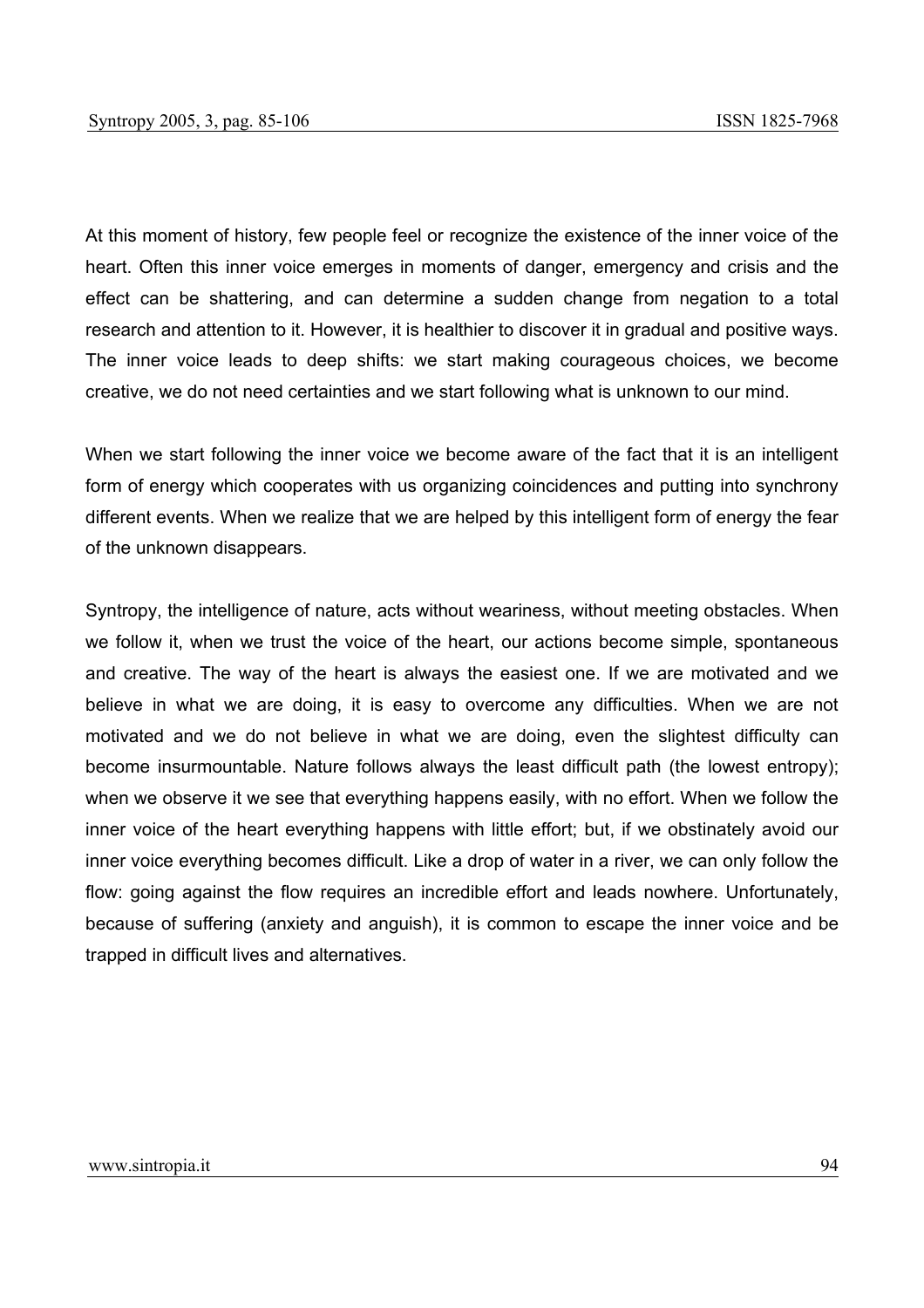At this moment of history, few people feel or recognize the existence of the inner voice of the heart. Often this inner voice emerges in moments of danger, emergency and crisis and the effect can be shattering, and can determine a sudden change from negation to a total research and attention to it. However, it is healthier to discover it in gradual and positive ways. The inner voice leads to deep shifts: we start making courageous choices, we become creative, we do not need certainties and we start following what is unknown to our mind.

When we start following the inner voice we become aware of the fact that it is an intelligent form of energy which cooperates with us organizing coincidences and putting into synchrony different events. When we realize that we are helped by this intelligent form of energy the fear of the unknown disappears.

Syntropy, the intelligence of nature, acts without weariness, without meeting obstacles. When we follow it, when we trust the voice of the heart, our actions become simple, spontaneous and creative. The way of the heart is always the easiest one. If we are motivated and we believe in what we are doing, it is easy to overcome any difficulties. When we are not motivated and we do not believe in what we are doing, even the slightest difficulty can become insurmountable. Nature follows always the least difficult path (the lowest entropy); when we observe it we see that everything happens easily, with no effort. When we follow the inner voice of the heart everything happens with little effort; but, if we obstinately avoid our inner voice everything becomes difficult. Like a drop of water in a river, we can only follow the flow: going against the flow requires an incredible effort and leads nowhere. Unfortunately, because of suffering (anxiety and anguish), it is common to escape the inner voice and be trapped in difficult lives and alternatives.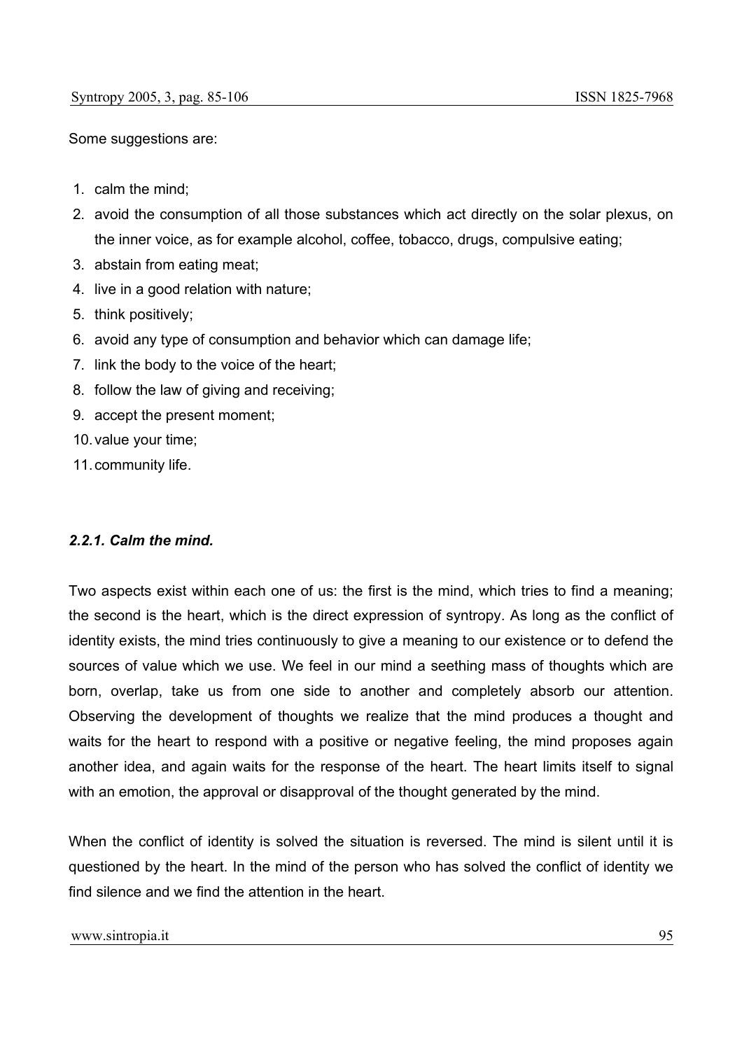Some suggestions are:

1. calm the mind;
2. avoid the consumption of all those substances which act directly on the solar plexus, on the inner voice, as for example alcohol, coffee, tobacco, drugs, compulsive eating;
3. abstain from eating meat;
4. live in a good relation with nature;
5. think positively;
6. avoid any type of consumption and behavior which can damage life;
7. link the body to the voice of the heart;
8. follow the law of giving and receiving;
9. accept the present moment;
10. value your time;
11. community life.

#### *2.2.1. Calm the mind.*

Two aspects exist within each one of us: the first is the mind, which tries to find a meaning; the second is the heart, which is the direct expression of syntropy. As long as the conflict of identity exists, the mind tries continuously to give a meaning to our existence or to defend the sources of value which we use. We feel in our mind a seething mass of thoughts which are born, overlap, take us from one side to another and completely absorb our attention. Observing the development of thoughts we realize that the mind produces a thought and waits for the heart to respond with a positive or negative feeling, the mind proposes again another idea, and again waits for the response of the heart. The heart limits itself to signal with an emotion, the approval or disapproval of the thought generated by the mind.

When the conflict of identity is solved the situation is reversed. The mind is silent until it is questioned by the heart. In the mind of the person who has solved the conflict of identity we find silence and we find the attention in the heart.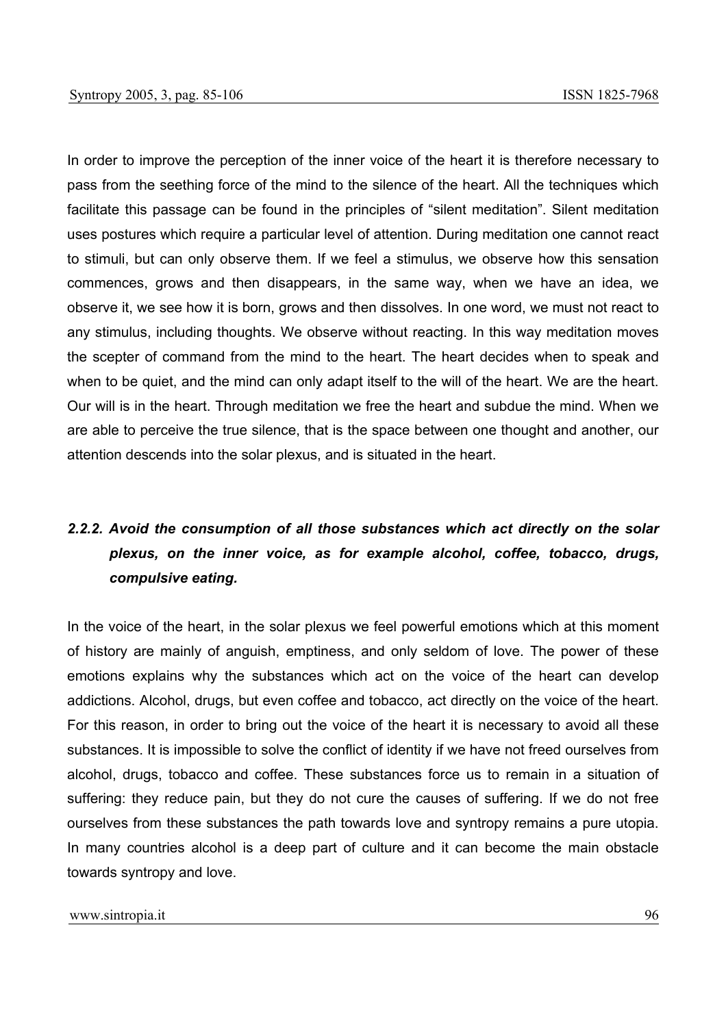In order to improve the perception of the inner voice of the heart it is therefore necessary to pass from the seething force of the mind to the silence of the heart. All the techniques which facilitate this passage can be found in the principles of "silent meditation". Silent meditation uses postures which require a particular level of attention. During meditation one cannot react to stimuli, but can only observe them. If we feel a stimulus, we observe how this sensation commences, grows and then disappears, in the same way, when we have an idea, we observe it, we see how it is born, grows and then dissolves. In one word, we must not react to any stimulus, including thoughts. We observe without reacting. In this way meditation moves the scepter of command from the mind to the heart. The heart decides when to speak and when to be quiet, and the mind can only adapt itself to the will of the heart. We are the heart. Our will is in the heart. Through meditation we free the heart and subdue the mind. When we are able to perceive the true silence, that is the space between one thought and another, our attention descends into the solar plexus, and is situated in the heart.

#### *2.2.2. Avoid the consumption of all those substances which act directly on the solar plexus, on the inner voice, as for example alcohol, coffee, tobacco, drugs, compulsive eating.*

In the voice of the heart, in the solar plexus we feel powerful emotions which at this moment of history are mainly of anguish, emptiness, and only seldom of love. The power of these emotions explains why the substances which act on the voice of the heart can develop addictions. Alcohol, drugs, but even coffee and tobacco, act directly on the voice of the heart. For this reason, in order to bring out the voice of the heart it is necessary to avoid all these substances. It is impossible to solve the conflict of identity if we have not freed ourselves from alcohol, drugs, tobacco and coffee. These substances force us to remain in a situation of suffering: they reduce pain, but they do not cure the causes of suffering. If we do not free ourselves from these substances the path towards love and syntropy remains a pure utopia. In many countries alcohol is a deep part of culture and it can become the main obstacle towards syntropy and love.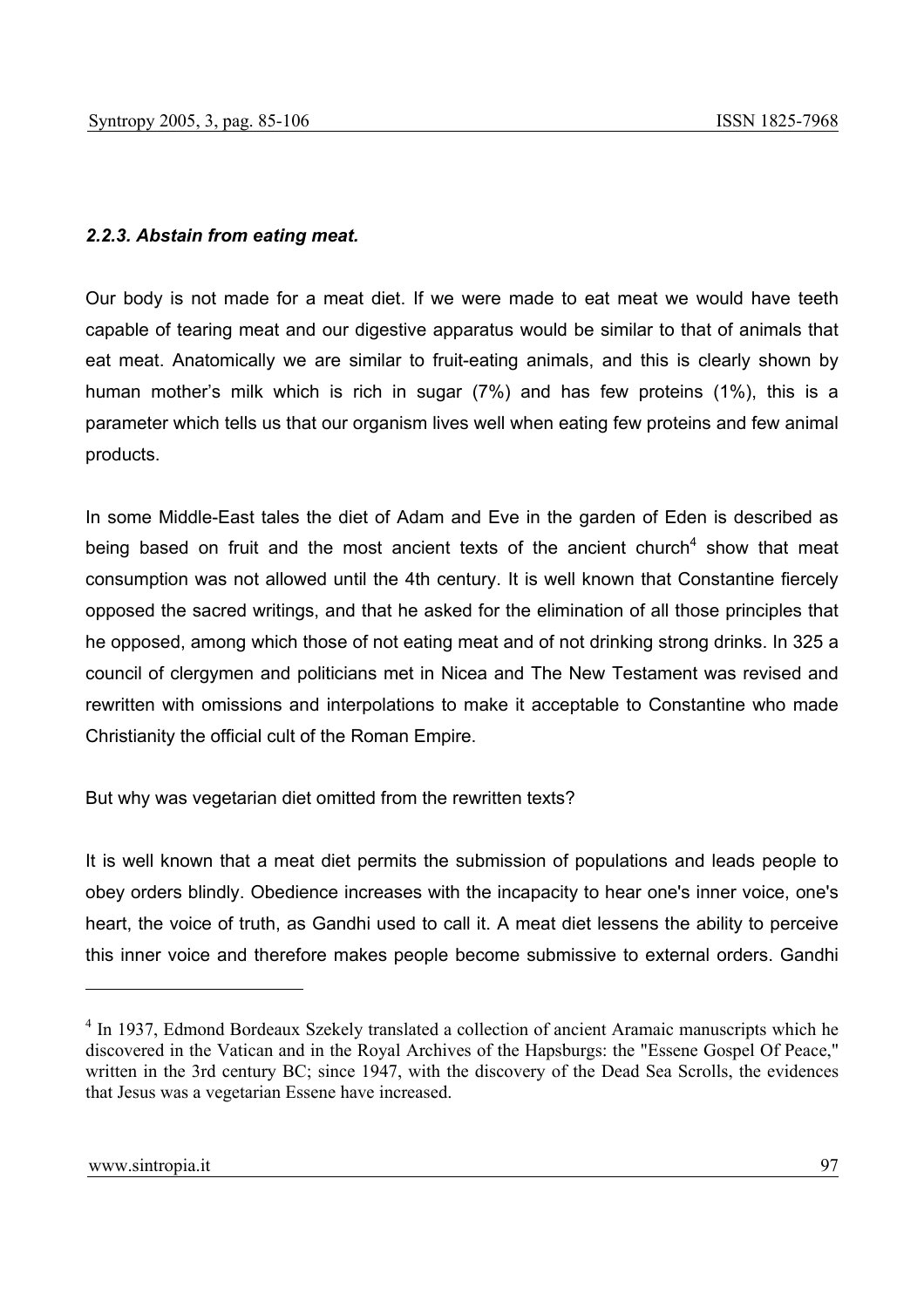### *2.2.3. Abstain from eating meat.*

Our body is not made for a meat diet. If we were made to eat meat we would have teeth capable of tearing meat and our digestive apparatus would be similar to that of animals that eat meat. Anatomically we are similar to fruit-eating animals, and this is clearly shown by human mother's milk which is rich in sugar (7%) and has few proteins (1%), this is a parameter which tells us that our organism lives well when eating few proteins and few animal products.

In some Middle-East tales the diet of Adam and Eve in the garden of Eden is described as being based on fruit and the most ancient texts of the ancient church[4] show that meat consumption was not allowed until the 4th century. It is well known that Constantine fiercely opposed the sacred writings, and that he asked for the elimination of all those principles that he opposed, among which those of not eating meat and of not drinking strong drinks. In 325 a council of clergymen and politicians met in Nicea and The New Testament was revised and rewritten with omissions and interpolations to make it acceptable to Constantine who made Christianity the official cult of the Roman Empire.

But why was vegetarian diet omitted from the rewritten texts?

It is well known that a meat diet permits the submission of populations and leads people to obey orders blindly. Obedience increases with the incapacity to hear one's inner voice, one's heart, the voice of truth, as Gandhi used to call it. A meat diet lessens the ability to perceive this inner voice and therefore makes people become submissive to external orders. Gandhi

---

[4] In 1937, Edmond Bordeaux Szekely translated a collection of ancient Aramaic manuscripts which he discovered in the Vatican and in the Royal Archives of the Hapsburgs: the "Essene Gospel Of Peace," written in the 3rd century BC; since 1947, with the discovery of the Dead Sea Scrolls, the evidences that Jesus was a vegetarian Essene have increased.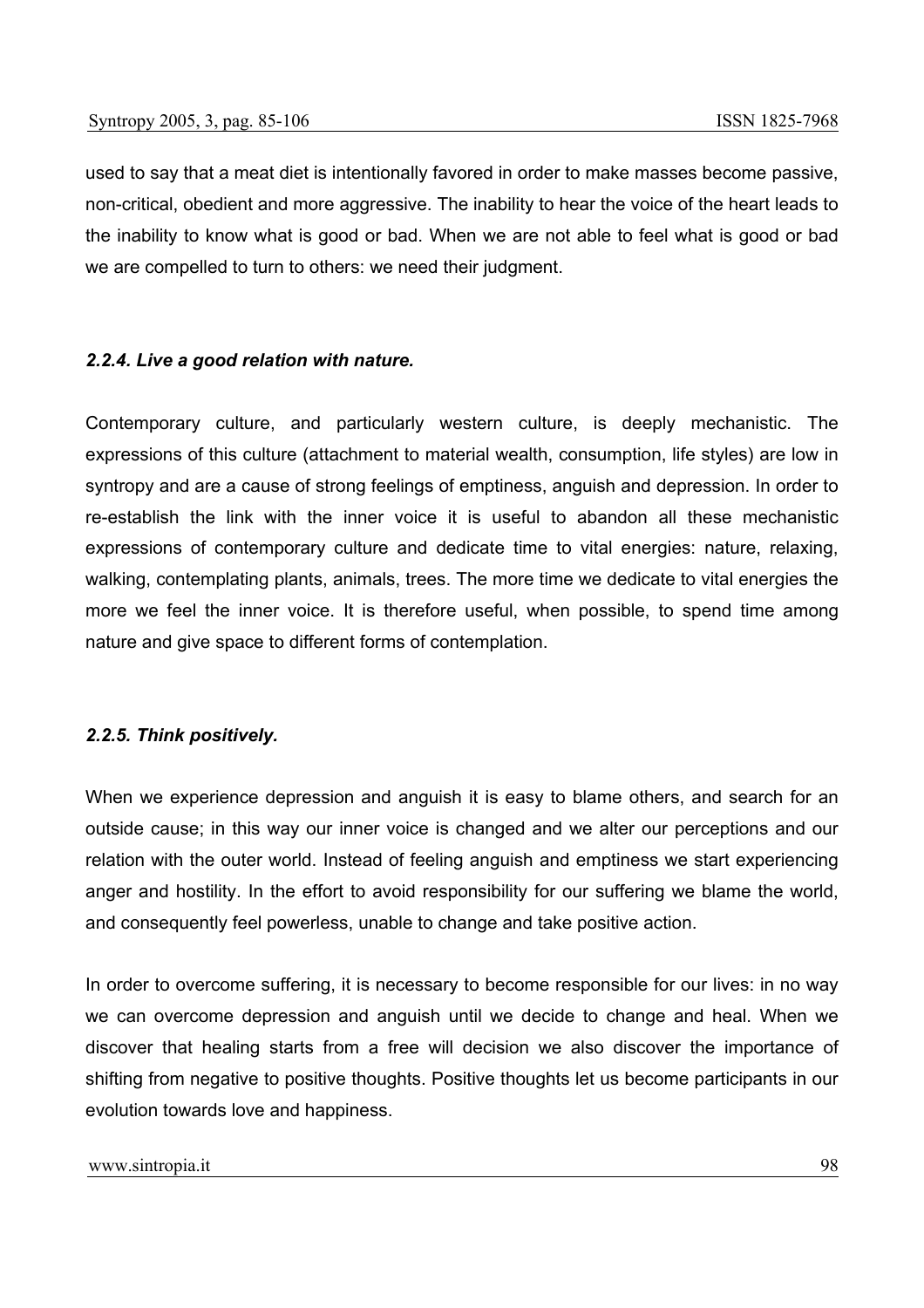used to say that a meat diet is intentionally favored in order to make masses become passive, non-critical, obedient and more aggressive. The inability to hear the voice of the heart leads to the inability to know what is good or bad. When we are not able to feel what is good or bad we are compelled to turn to others: we need their judgment.

#### *2.2.4. Live a good relation with nature.*

Contemporary culture, and particularly western culture, is deeply mechanistic. The expressions of this culture (attachment to material wealth, consumption, life styles) are low in syntropy and are a cause of strong feelings of emptiness, anguish and depression. In order to re-establish the link with the inner voice it is useful to abandon all these mechanistic expressions of contemporary culture and dedicate time to vital energies: nature, relaxing, walking, contemplating plants, animals, trees. The more time we dedicate to vital energies the more we feel the inner voice. It is therefore useful, when possible, to spend time among nature and give space to different forms of contemplation.

#### *2.2.5. Think positively.*

When we experience depression and anguish it is easy to blame others, and search for an outside cause; in this way our inner voice is changed and we alter our perceptions and our relation with the outer world. Instead of feeling anguish and emptiness we start experiencing anger and hostility. In the effort to avoid responsibility for our suffering we blame the world, and consequently feel powerless, unable to change and take positive action.

In order to overcome suffering, it is necessary to become responsible for our lives: in no way we can overcome depression and anguish until we decide to change and heal. When we discover that healing starts from a free will decision we also discover the importance of shifting from negative to positive thoughts. Positive thoughts let us become participants in our evolution towards love and happiness.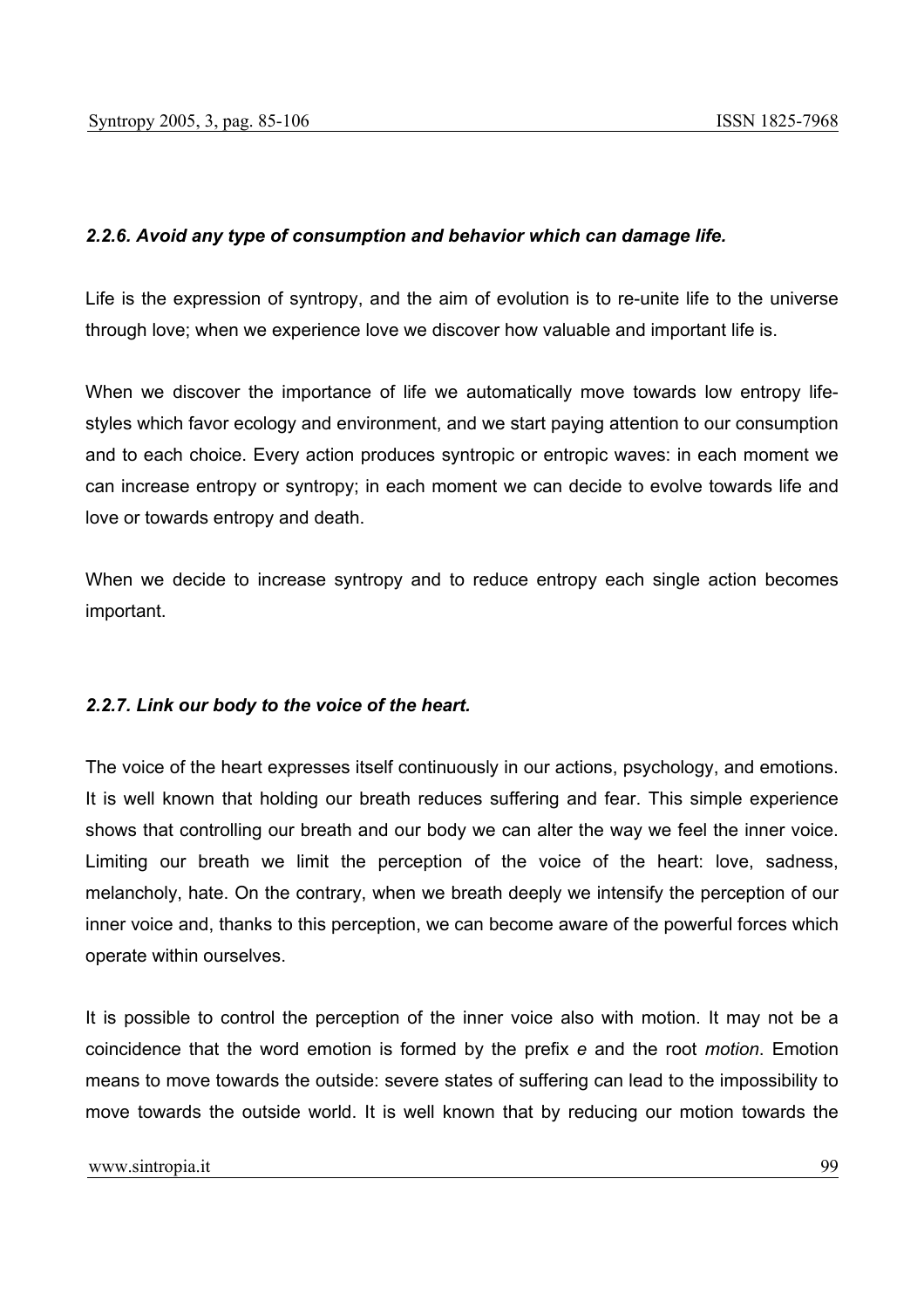### *2.2.6. Avoid any type of consumption and behavior which can damage life.*

Life is the expression of syntropy, and the aim of evolution is to re-unite life to the universe through love; when we experience love we discover how valuable and important life is.

When we discover the importance of life we automatically move towards low entropy life-styles which favor ecology and environment, and we start paying attention to our consumption and to each choice. Every action produces syntropic or entropic waves: in each moment we can increase entropy or syntropy; in each moment we can decide to evolve towards life and love or towards entropy and death.

When we decide to increase syntropy and to reduce entropy each single action becomes important.

### *2.2.7. Link our body to the voice of the heart.*

The voice of the heart expresses itself continuously in our actions, psychology, and emotions. It is well known that holding our breath reduces suffering and fear. This simple experience shows that controlling our breath and our body we can alter the way we feel the inner voice. Limiting our breath we limit the perception of the voice of the heart: love, sadness, melancholy, hate. On the contrary, when we breath deeply we intensify the perception of our inner voice and, thanks to this perception, we can become aware of the powerful forces which operate within ourselves.

It is possible to control the perception of the inner voice also with motion. It may not be a coincidence that the word emotion is formed by the prefix *e* and the root *motion*. Emotion means to move towards the outside: severe states of suffering can lead to the impossibility to move towards the outside world. It is well known that by reducing our motion towards the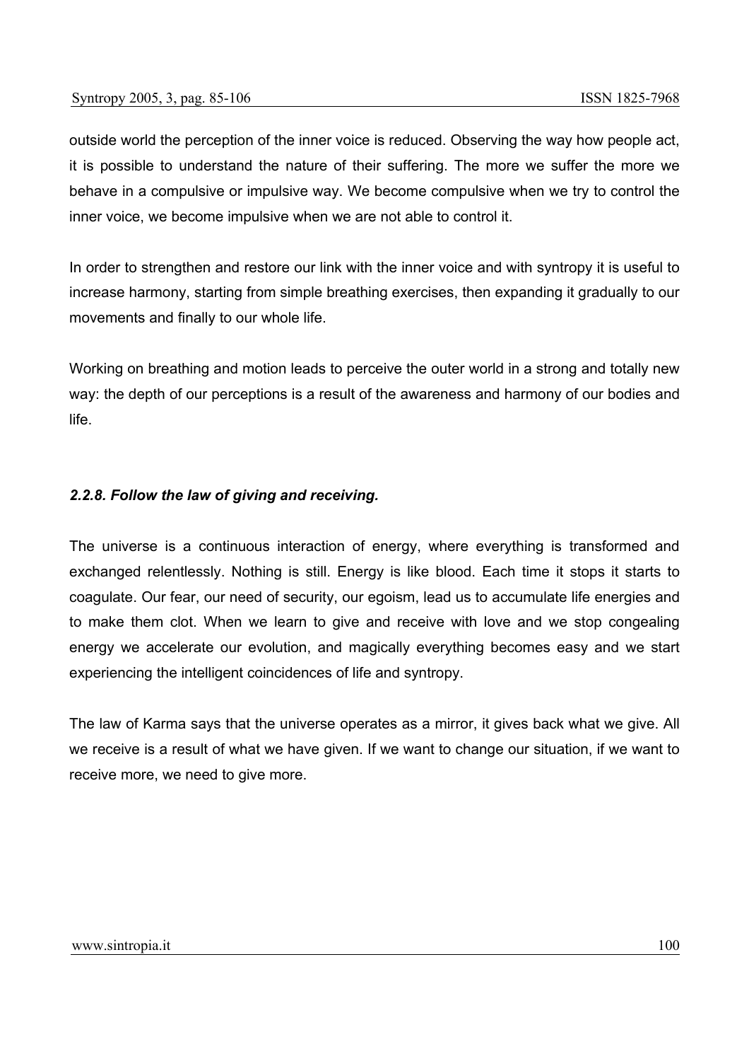outside world the perception of the inner voice is reduced. Observing the way how people act, it is possible to understand the nature of their suffering. The more we suffer the more we behave in a compulsive or impulsive way. We become compulsive when we try to control the inner voice, we become impulsive when we are not able to control it.

In order to strengthen and restore our link with the inner voice and with syntropy it is useful to increase harmony, starting from simple breathing exercises, then expanding it gradually to our movements and finally to our whole life.

Working on breathing and motion leads to perceive the outer world in a strong and totally new way: the depth of our perceptions is a result of the awareness and harmony of our bodies and life.

#### *2.2.8. Follow the law of giving and receiving.*

The universe is a continuous interaction of energy, where everything is transformed and exchanged relentlessly. Nothing is still. Energy is like blood. Each time it stops it starts to coagulate. Our fear, our need of security, our egoism, lead us to accumulate life energies and to make them clot. When we learn to give and receive with love and we stop congealing energy we accelerate our evolution, and magically everything becomes easy and we start experiencing the intelligent coincidences of life and syntropy.

The law of Karma says that the universe operates as a mirror, it gives back what we give. All we receive is a result of what we have given. If we want to change our situation, if we want to receive more, we need to give more.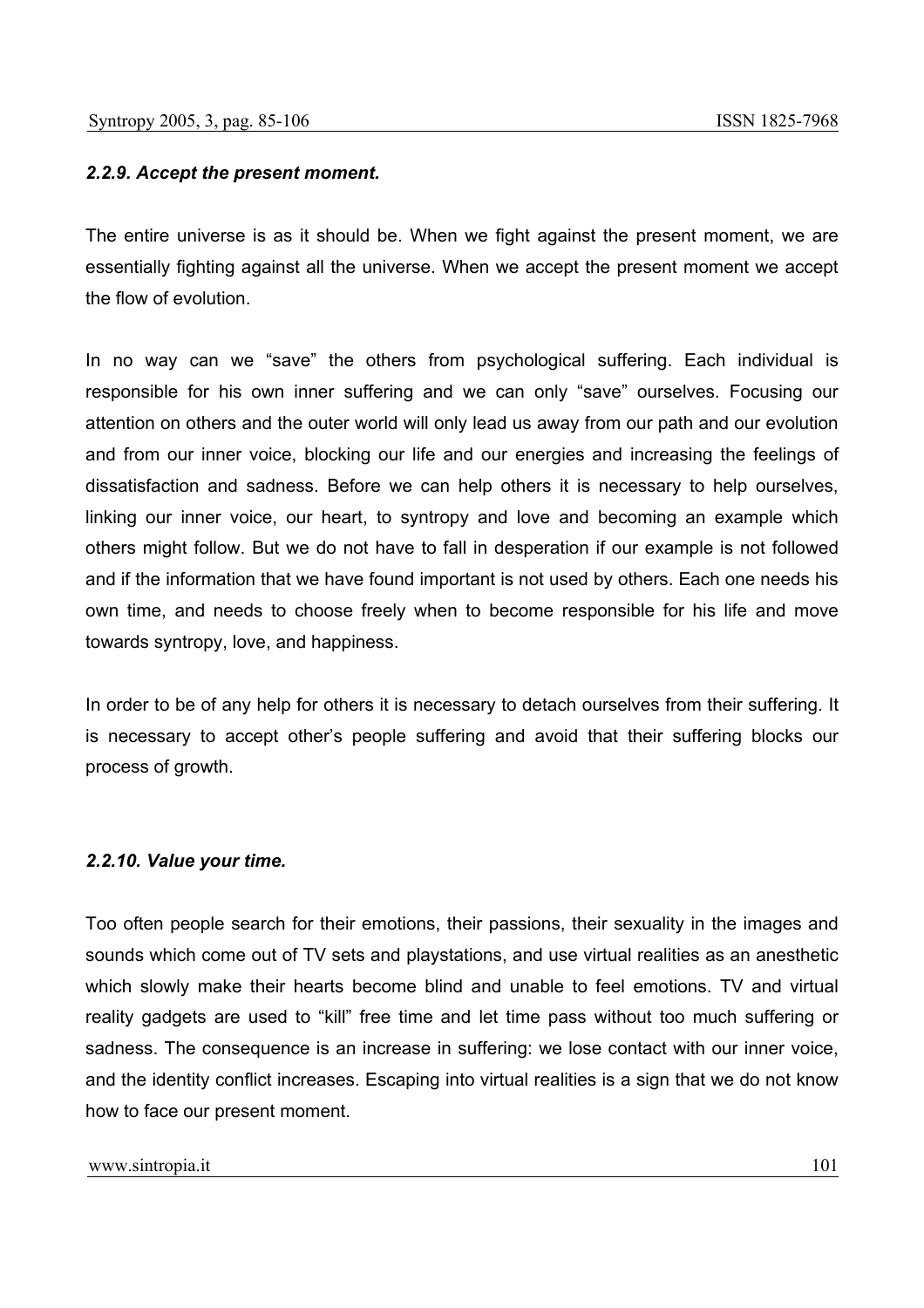### *2.2.9. Accept the present moment.*

The entire universe is as it should be. When we fight against the present moment, we are essentially fighting against all the universe. When we accept the present moment we accept the flow of evolution.

In no way can we "save" the others from psychological suffering. Each individual is responsible for his own inner suffering and we can only "save" ourselves. Focusing our attention on others and the outer world will only lead us away from our path and our evolution and from our inner voice, blocking our life and our energies and increasing the feelings of dissatisfaction and sadness. Before we can help others it is necessary to help ourselves, linking our inner voice, our heart, to syntropy and love and becoming an example which others might follow. But we do not have to fall in desperation if our example is not followed and if the information that we have found important is not used by others. Each one needs his own time, and needs to choose freely when to become responsible for his life and move towards syntropy, love, and happiness.

In order to be of any help for others it is necessary to detach ourselves from their suffering. It is necessary to accept other's people suffering and avoid that their suffering blocks our process of growth.

### *2.2.10. Value your time.*

Too often people search for their emotions, their passions, their sexuality in the images and sounds which come out of TV sets and playstations, and use virtual realities as an anesthetic which slowly make their hearts become blind and unable to feel emotions. TV and virtual reality gadgets are used to "kill" free time and let time pass without too much suffering or sadness. The consequence is an increase in suffering: we lose contact with our inner voice, and the identity conflict increases. Escaping into virtual realities is a sign that we do not know how to face our present moment.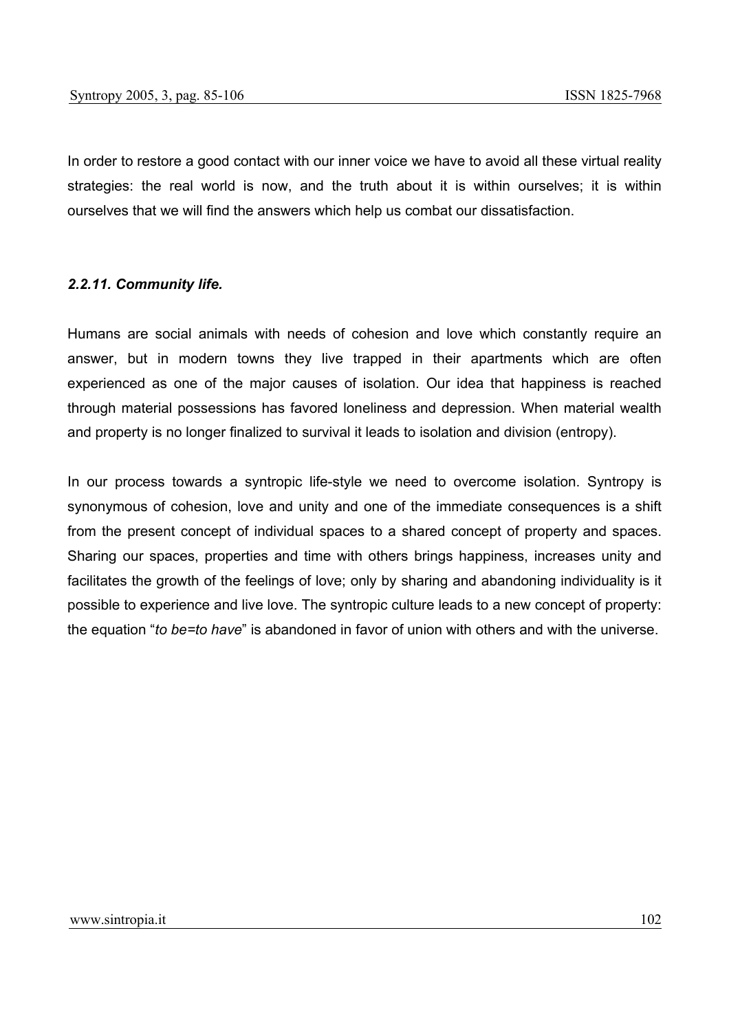In order to restore a good contact with our inner voice we have to avoid all these virtual reality strategies: the real world is now, and the truth about it is within ourselves; it is within ourselves that we will find the answers which help us combat our dissatisfaction.

### *2.2.11. Community life.*

Humans are social animals with needs of cohesion and love which constantly require an answer, but in modern towns they live trapped in their apartments which are often experienced as one of the major causes of isolation. Our idea that happiness is reached through material possessions has favored loneliness and depression. When material wealth and property is no longer finalized to survival it leads to isolation and division (entropy).

In our process towards a syntropic life-style we need to overcome isolation. Syntropy is synonymous of cohesion, love and unity and one of the immediate consequences is a shift from the present concept of individual spaces to a shared concept of property and spaces. Sharing our spaces, properties and time with others brings happiness, increases unity and facilitates the growth of the feelings of love; only by sharing and abandoning individuality is it possible to experience and live love. The syntropic culture leads to a new concept of property: the equation "*to be=to have*" is abandoned in favor of union with others and with the universe.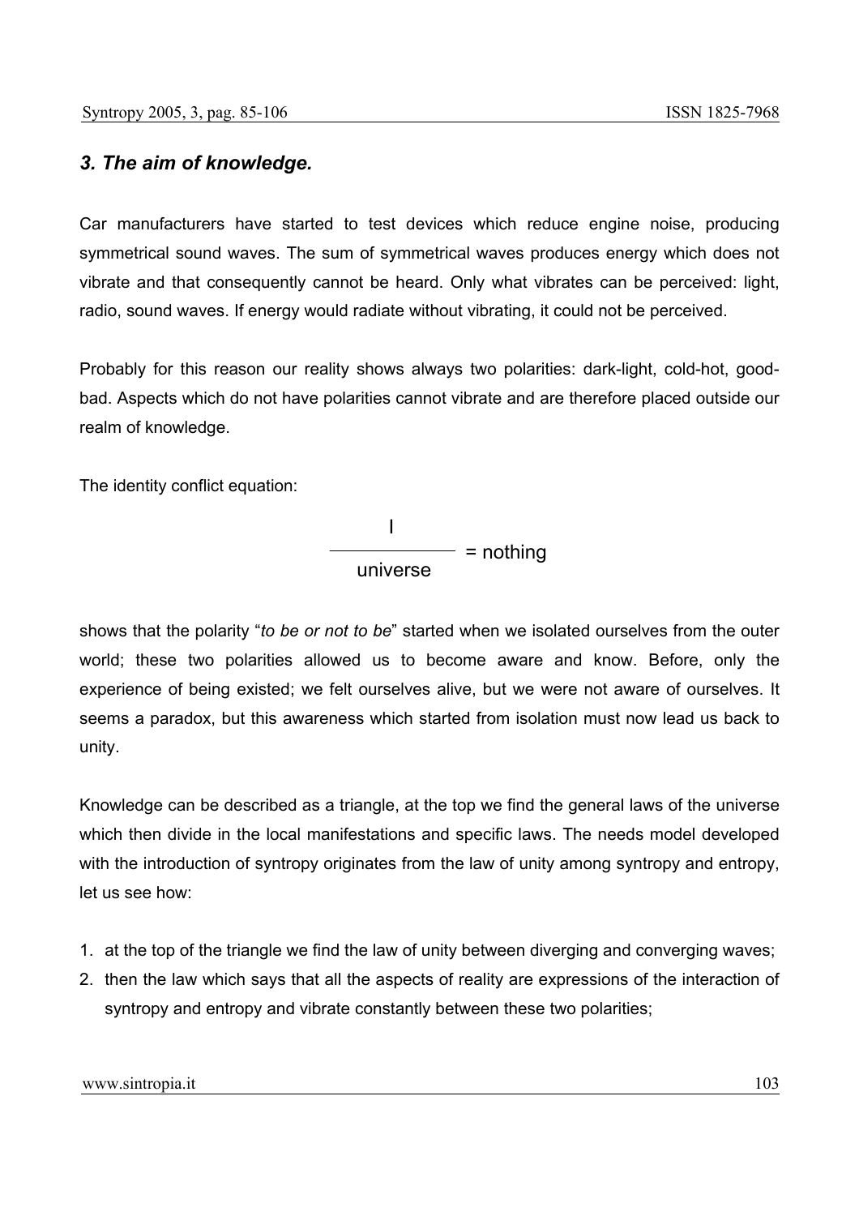### *3. The aim of knowledge.*

Car manufacturers have started to test devices which reduce engine noise, producing symmetrical sound waves. The sum of symmetrical waves produces energy which does not vibrate and that consequently cannot be heard. Only what vibrates can be perceived: light, radio, sound waves. If energy would radiate without vibrating, it could not be perceived.

Probably for this reason our reality shows always two polarities: dark-light, cold-hot, good-bad. Aspects which do not have polarities cannot vibrate and are therefore placed outside our realm of knowledge.

The identity conflict equation:

$$\frac{\text{I}}{\text{universe}} = \text{nothing}$$

shows that the polarity "*to be or not to be*" started when we isolated ourselves from the outer world; these two polarities allowed us to become aware and know. Before, only the experience of being existed; we felt ourselves alive, but we were not aware of ourselves. It seems a paradox, but this awareness which started from isolation must now lead us back to unity.

Knowledge can be described as a triangle, at the top we find the general laws of the universe which then divide in the local manifestations and specific laws. The needs model developed with the introduction of syntropy originates from the law of unity among syntropy and entropy, let us see how:

1. at the top of the triangle we find the law of unity between diverging and converging waves;
2. then the law which says that all the aspects of reality are expressions of the interaction of syntropy and entropy and vibrate constantly between these two polarities;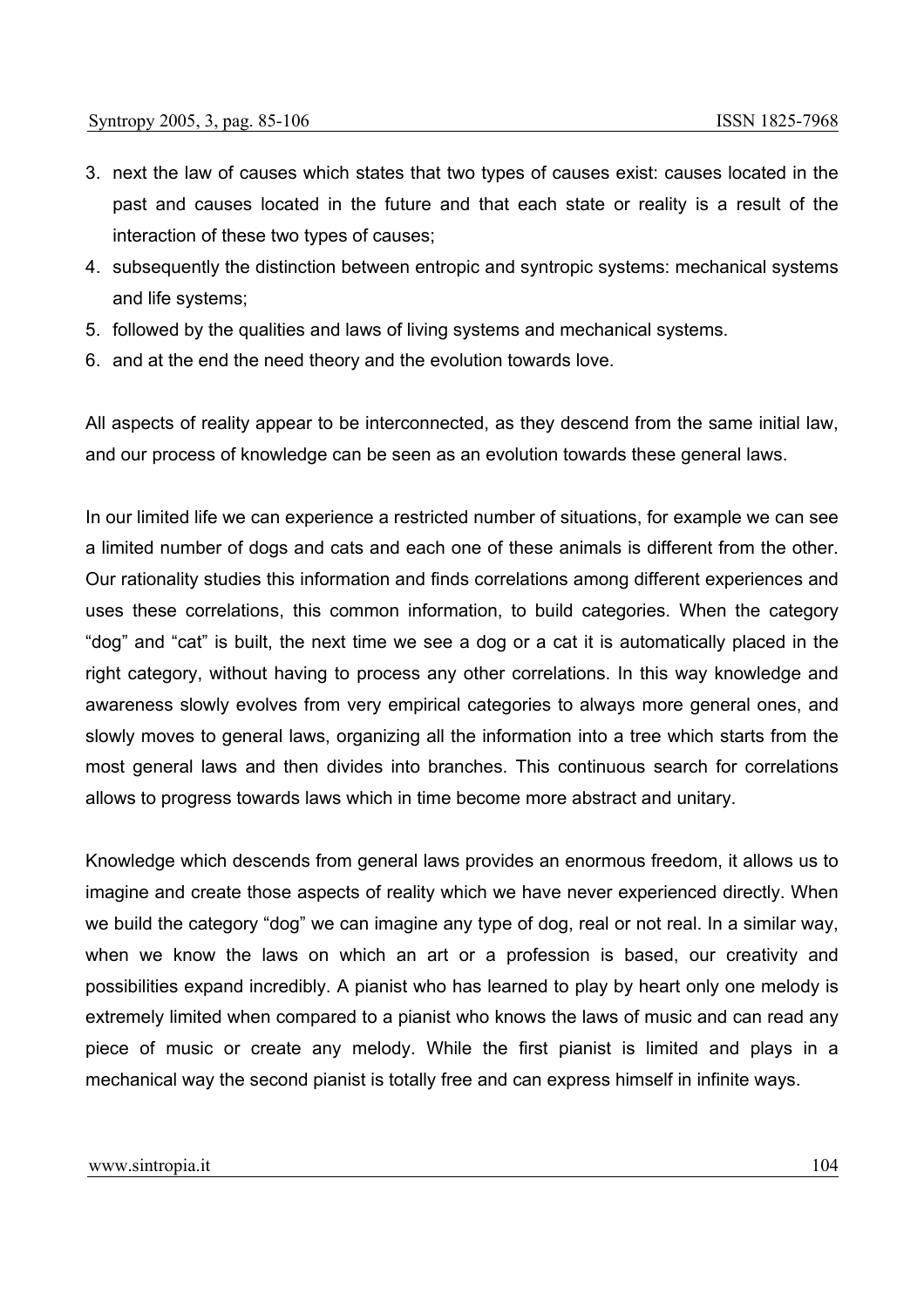3. next the law of causes which states that two types of causes exist: causes located in the past and causes located in the future and that each state or reality is a result of the interaction of these two types of causes;
4. subsequently the distinction between entropic and syntropic systems: mechanical systems and life systems;
5. followed by the qualities and laws of living systems and mechanical systems.
6. and at the end the need theory and the evolution towards love.

All aspects of reality appear to be interconnected, as they descend from the same initial law, and our process of knowledge can be seen as an evolution towards these general laws.

In our limited life we can experience a restricted number of situations, for example we can see a limited number of dogs and cats and each one of these animals is different from the other. Our rationality studies this information and finds correlations among different experiences and uses these correlations, this common information, to build categories. When the category "dog" and "cat" is built, the next time we see a dog or a cat it is automatically placed in the right category, without having to process any other correlations. In this way knowledge and awareness slowly evolves from very empirical categories to always more general ones, and slowly moves to general laws, organizing all the information into a tree which starts from the most general laws and then divides into branches. This continuous search for correlations allows to progress towards laws which in time become more abstract and unitary.

Knowledge which descends from general laws provides an enormous freedom, it allows us to imagine and create those aspects of reality which we have never experienced directly. When we build the category "dog" we can imagine any type of dog, real or not real. In a similar way, when we know the laws on which an art or a profession is based, our creativity and possibilities expand incredibly. A pianist who has learned to play by heart only one melody is extremely limited when compared to a pianist who knows the laws of music and can read any piece of music or create any melody. While the first pianist is limited and plays in a mechanical way the second pianist is totally free and can express himself in infinite ways.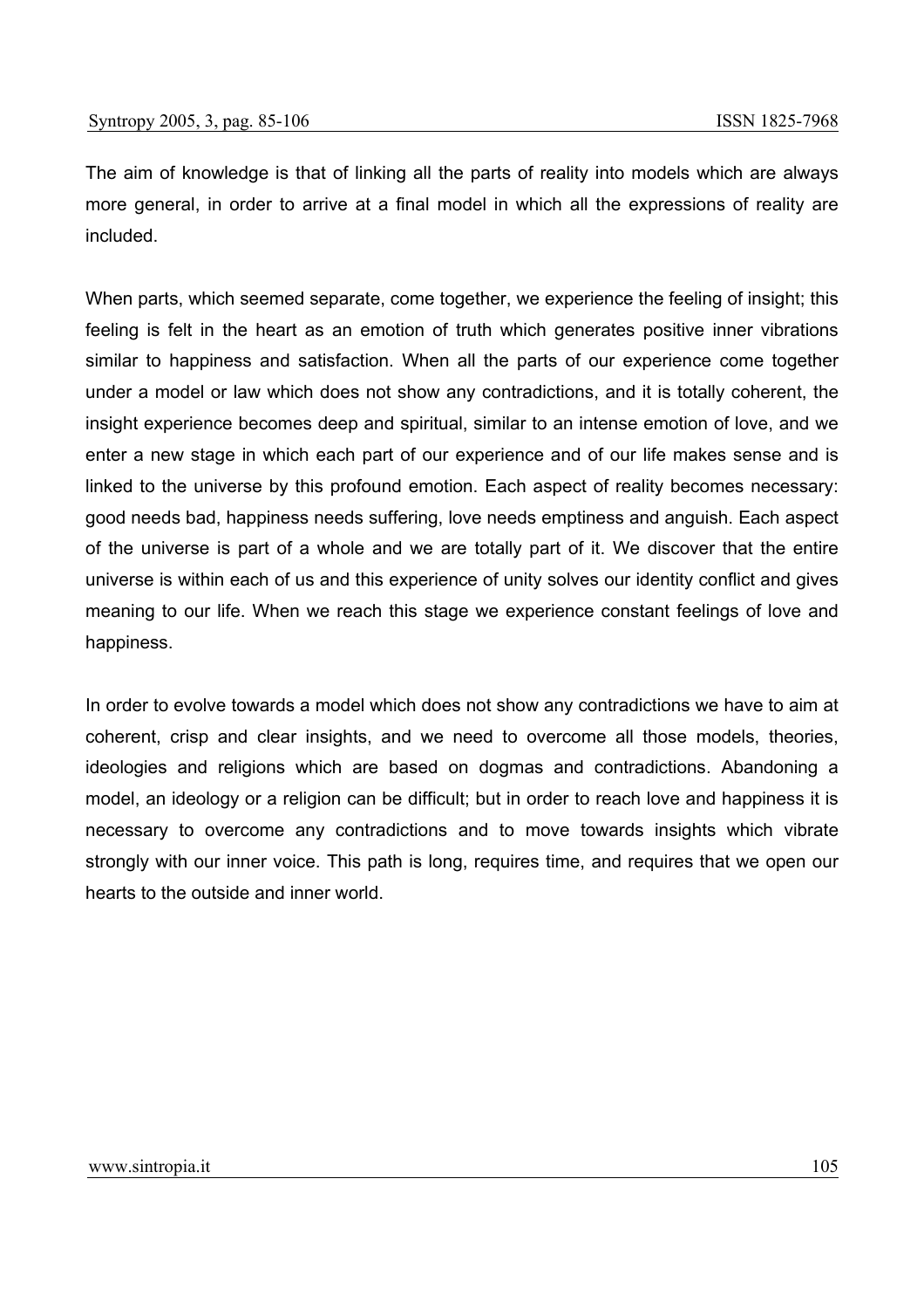The aim of knowledge is that of linking all the parts of reality into models which are always more general, in order to arrive at a final model in which all the expressions of reality are included.

When parts, which seemed separate, come together, we experience the feeling of insight; this feeling is felt in the heart as an emotion of truth which generates positive inner vibrations similar to happiness and satisfaction. When all the parts of our experience come together under a model or law which does not show any contradictions, and it is totally coherent, the insight experience becomes deep and spiritual, similar to an intense emotion of love, and we enter a new stage in which each part of our experience and of our life makes sense and is linked to the universe by this profound emotion. Each aspect of reality becomes necessary: good needs bad, happiness needs suffering, love needs emptiness and anguish. Each aspect of the universe is part of a whole and we are totally part of it. We discover that the entire universe is within each of us and this experience of unity solves our identity conflict and gives meaning to our life. When we reach this stage we experience constant feelings of love and happiness.

In order to evolve towards a model which does not show any contradictions we have to aim at coherent, crisp and clear insights, and we need to overcome all those models, theories, ideologies and religions which are based on dogmas and contradictions. Abandoning a model, an ideology or a religion can be difficult; but in order to reach love and happiness it is necessary to overcome any contradictions and to move towards insights which vibrate strongly with our inner voice. This path is long, requires time, and requires that we open our hearts to the outside and inner world.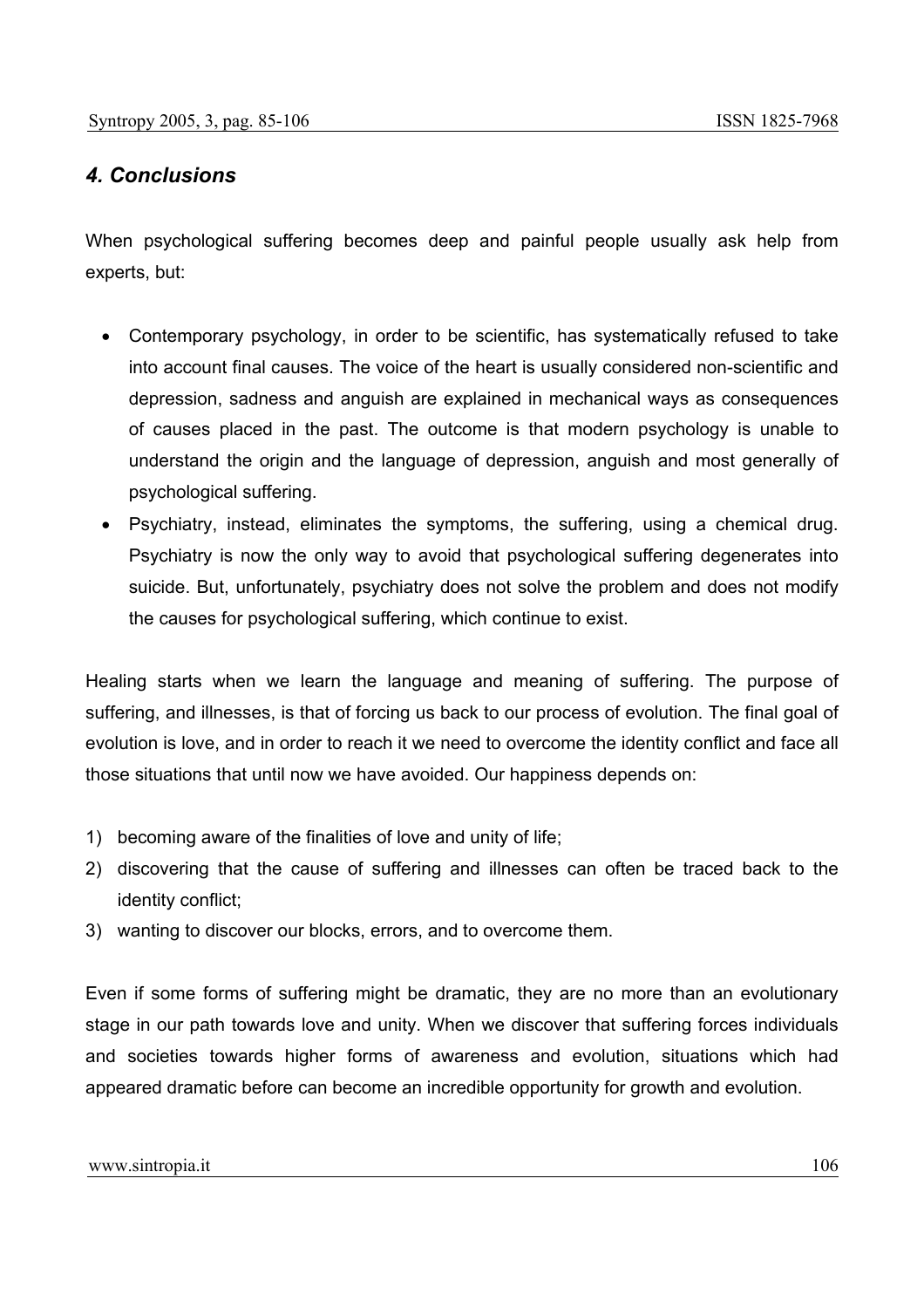## *4. Conclusions*

When psychological suffering becomes deep and painful people usually ask help from experts, but:

- Contemporary psychology, in order to be scientific, has systematically refused to take into account final causes. The voice of the heart is usually considered non-scientific and depression, sadness and anguish are explained in mechanical ways as consequences of causes placed in the past. The outcome is that modern psychology is unable to understand the origin and the language of depression, anguish and most generally of psychological suffering.
- Psychiatry, instead, eliminates the symptoms, the suffering, using a chemical drug. Psychiatry is now the only way to avoid that psychological suffering degenerates into suicide. But, unfortunately, psychiatry does not solve the problem and does not modify the causes for psychological suffering, which continue to exist.

Healing starts when we learn the language and meaning of suffering. The purpose of suffering, and illnesses, is that of forcing us back to our process of evolution. The final goal of evolution is love, and in order to reach it we need to overcome the identity conflict and face all those situations that until now we have avoided. Our happiness depends on:

1) becoming aware of the finalities of love and unity of life;
2) discovering that the cause of suffering and illnesses can often be traced back to the identity conflict;
3) wanting to discover our blocks, errors, and to overcome them.

Even if some forms of suffering might be dramatic, they are no more than an evolutionary stage in our path towards love and unity. When we discover that suffering forces individuals and societies towards higher forms of awareness and evolution, situations which had appeared dramatic before can become an incredible opportunity for growth and evolution.